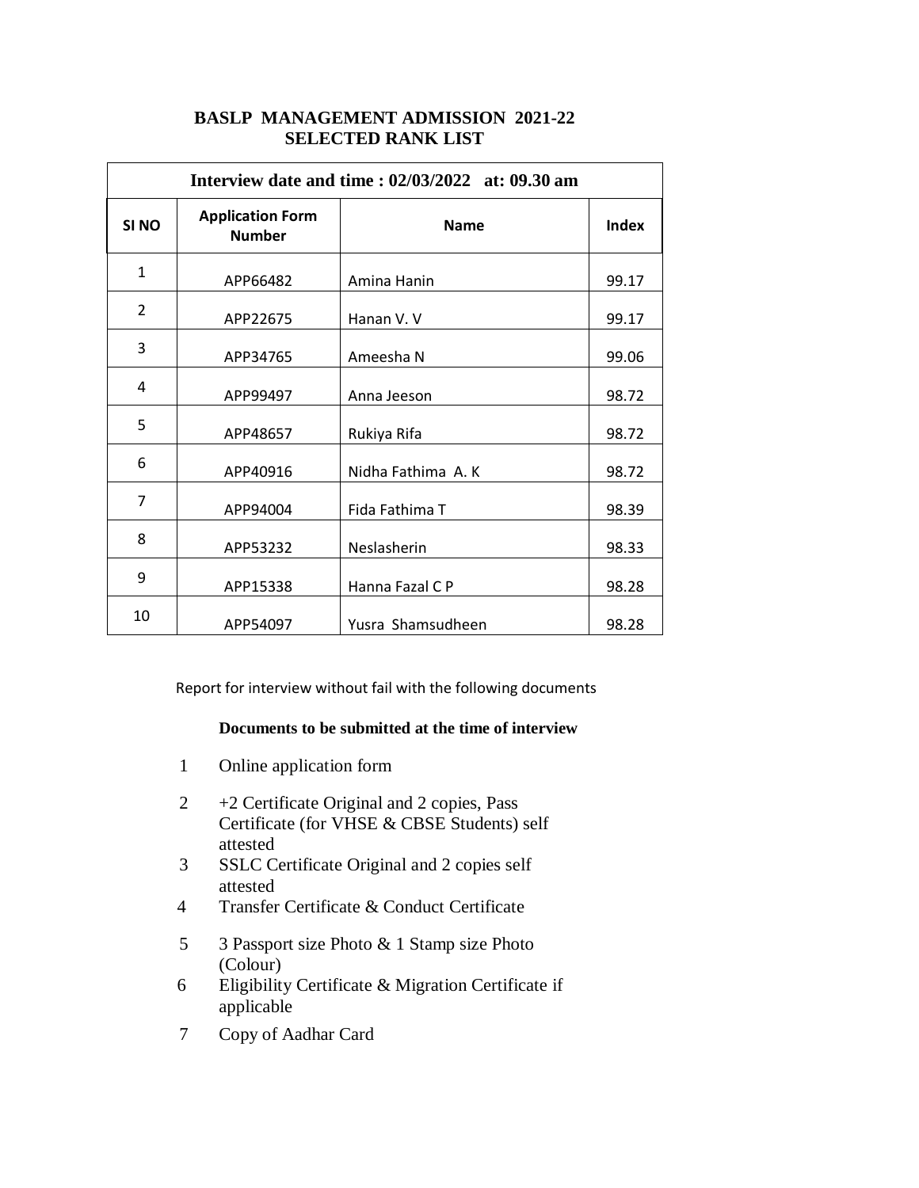# BASLP MANAGEMENT ADMISSION 2021-22
## SELECTED RANK LIST

| Interview date and time : 02/03/2022 at: 09.30 am | | | |
|---|---|---|---|
| **SI NO** | **Application Form Number** | **Name** | **Index** |
| 1 | APP66482 | Amina Hanin | 99.17 |
| 2 | APP22675 | Hanan V. V | 99.17 |
| 3 | APP34765 | Ameesha N | 99.06 |
| 4 | APP99497 | Anna Jeeson | 98.72 |
| 5 | APP48657 | Rukiya Rifa | 98.72 |
| 6 | APP40916 | Nidha Fathima A. K | 98.72 |
| 7 | APP94004 | Fida Fathima T | 98.39 |
| 8 | APP53232 | Neslasherin | 98.33 |
| 9 | APP15338 | Hanna Fazal C P | 98.28 |
| 10 | APP54097 | Yusra Shamsudheen | 98.28 |

Report for interview without fail with the following documents

**Documents to be submitted at the time of interview**

1. Online application form
2. +2 Certificate Original and 2 copies, Pass Certificate (for VHSE & CBSE Students) self attested
3. SSLC Certificate Original and 2 copies self attested
4. Transfer Certificate & Conduct Certificate
5. 3 Passport size Photo & 1 Stamp size Photo (Colour)
6. Eligibility Certificate & Migration Certificate if applicable
7. Copy of Aadhar Card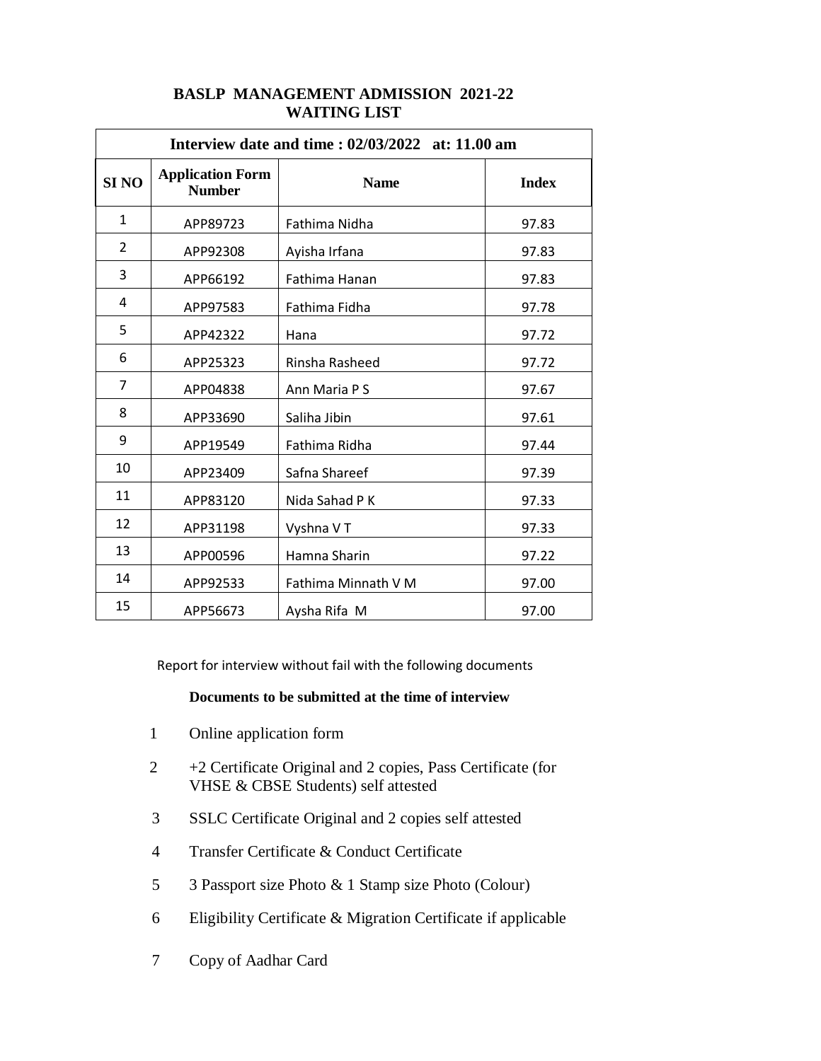## BASLP MANAGEMENT ADMISSION 2021-22
## WAITING LIST

| Interview date and time : 02/03/2022 at: 11.00 am | | | |
|---|---|---|---|
| **SI NO** | **Application Form Number** | **Name** | **Index** |
| 1 | APP89723 | Fathima Nidha | 97.83 |
| 2 | APP92308 | Ayisha Irfana | 97.83 |
| 3 | APP66192 | Fathima Hanan | 97.83 |
| 4 | APP97583 | Fathima Fidha | 97.78 |
| 5 | APP42322 | Hana | 97.72 |
| 6 | APP25323 | Rinsha Rasheed | 97.72 |
| 7 | APP04838 | Ann Maria P S | 97.67 |
| 8 | APP33690 | Saliha Jibin | 97.61 |
| 9 | APP19549 | Fathima Ridha | 97.44 |
| 10 | APP23409 | Safna Shareef | 97.39 |
| 11 | APP83120 | Nida Sahad P K | 97.33 |
| 12 | APP31198 | Vyshna V T | 97.33 |
| 13 | APP00596 | Hamna Sharin | 97.22 |
| 14 | APP92533 | Fathima Minnath V M | 97.00 |
| 15 | APP56673 | Aysha Rifa M | 97.00 |

Report for interview without fail with the following documents

**Documents to be submitted at the time of interview**

1. Online application form
2. +2 Certificate Original and 2 copies, Pass Certificate (for VHSE & CBSE Students) self attested
3. SSLC Certificate Original and 2 copies self attested
4. Transfer Certificate & Conduct Certificate
5. 3 Passport size Photo & 1 Stamp size Photo (Colour)
6. Eligibility Certificate & Migration Certificate if applicable
7. Copy of Aadhar Card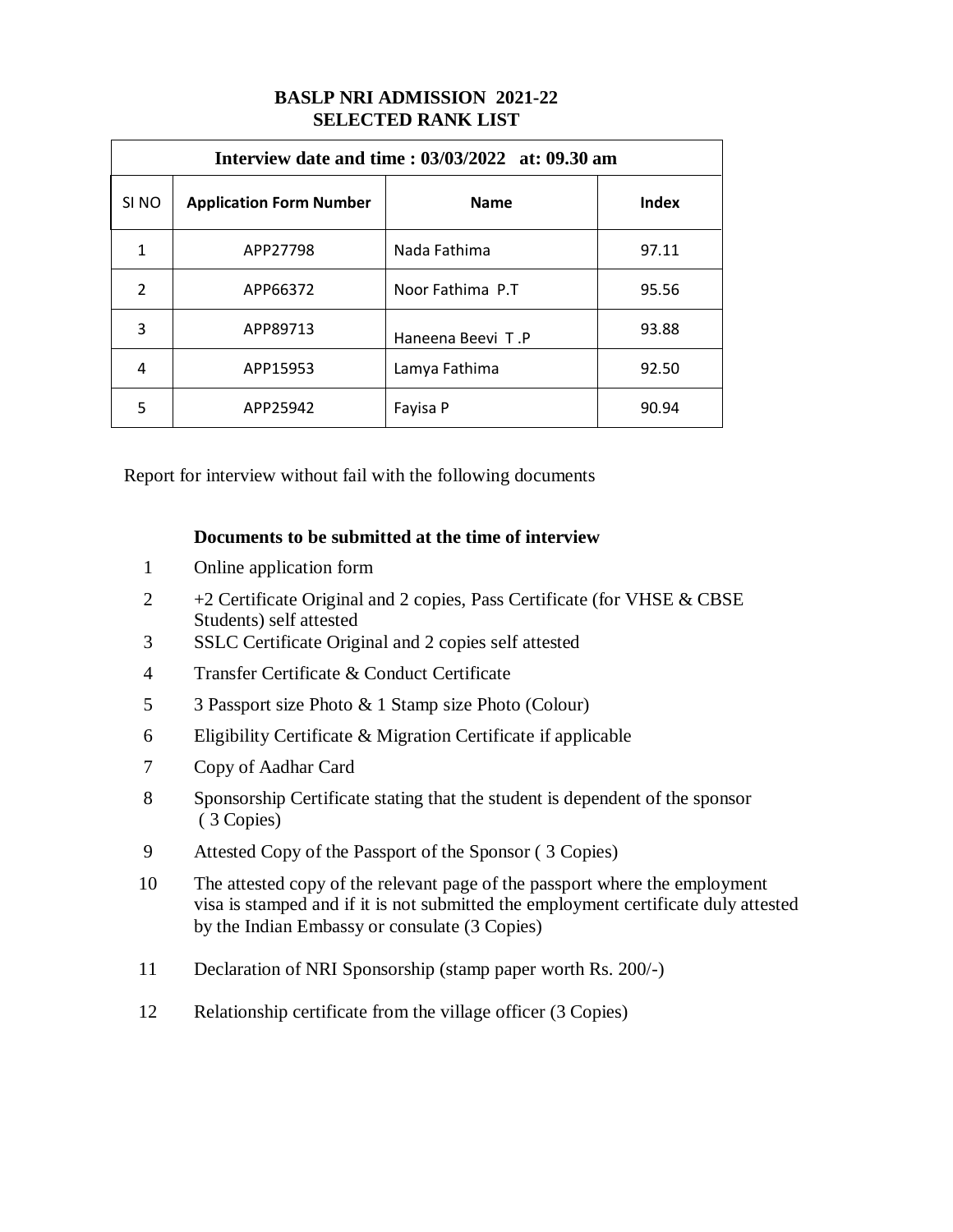# BASLP NRI ADMISSION 2021-22
## SELECTED RANK LIST

| Interview date and time : 03/03/2022 at: 09.30 am | | | |
|---|---|---|---|
| SI NO | Application Form Number | Name | Index |
| 1 | APP27798 | Nada Fathima | 97.11 |
| 2 | APP66372 | Noor Fathima P.T | 95.56 |
| 3 | APP89713 | Haneena Beevi T .P | 93.88 |
| 4 | APP15953 | Lamya Fathima | 92.50 |
| 5 | APP25942 | Fayisa P | 90.94 |

Report for interview without fail with the following documents

**Documents to be submitted at the time of interview**

1. Online application form
2. +2 Certificate Original and 2 copies, Pass Certificate (for VHSE & CBSE Students) self attested
3. SSLC Certificate Original and 2 copies self attested
4. Transfer Certificate & Conduct Certificate
5. 3 Passport size Photo & 1 Stamp size Photo (Colour)
6. Eligibility Certificate & Migration Certificate if applicable
7. Copy of Aadhar Card
8. Sponsorship Certificate stating that the student is dependent of the sponsor ( 3 Copies)
9. Attested Copy of the Passport of the Sponsor ( 3 Copies)
10. The attested copy of the relevant page of the passport where the employment visa is stamped and if it is not submitted the employment certificate duly attested by the Indian Embassy or consulate (3 Copies)
11. Declaration of NRI Sponsorship (stamp paper worth Rs. 200/-)
12. Relationship certificate from the village officer (3 Copies)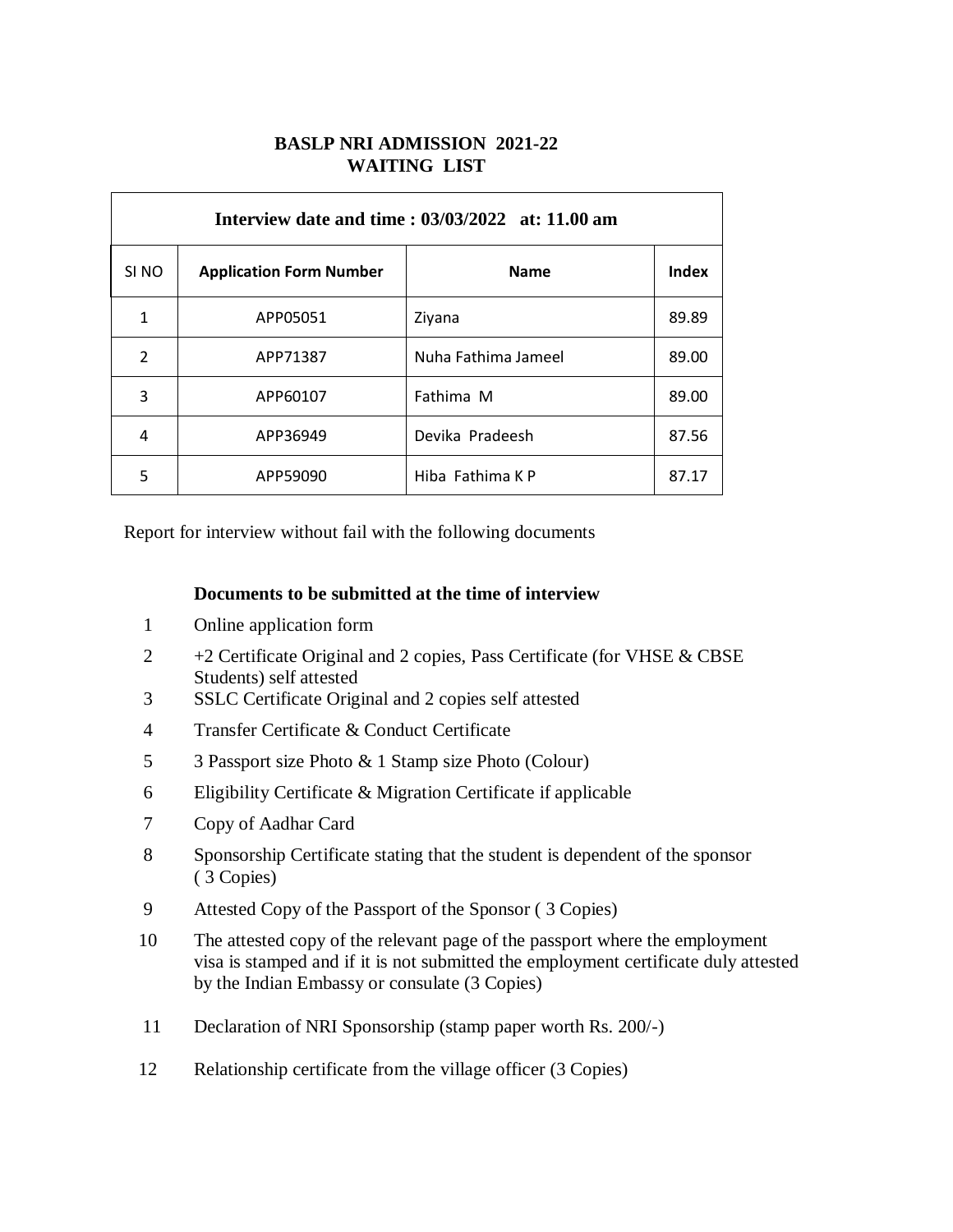**BASLP NRI ADMISSION 2021-22**
**WAITING LIST**

| Interview date and time : 03/03/2022 at: 11.00 am | | | |
|---|---|---|---|
| SI NO | Application Form Number | Name | Index |
| 1 | APP05051 | Ziyana | 89.89 |
| 2 | APP71387 | Nuha Fathima Jameel | 89.00 |
| 3 | APP60107 | Fathima M | 89.00 |
| 4 | APP36949 | Devika Pradeesh | 87.56 |
| 5 | APP59090 | Hiba Fathima K P | 87.17 |

Report for interview without fail with the following documents

**Documents to be submitted at the time of interview**

1. Online application form
2. +2 Certificate Original and 2 copies, Pass Certificate (for VHSE & CBSE Students) self attested
3. SSLC Certificate Original and 2 copies self attested
4. Transfer Certificate & Conduct Certificate
5. 3 Passport size Photo & 1 Stamp size Photo (Colour)
6. Eligibility Certificate & Migration Certificate if applicable
7. Copy of Aadhar Card
8. Sponsorship Certificate stating that the student is dependent of the sponsor ( 3 Copies)
9. Attested Copy of the Passport of the Sponsor ( 3 Copies)
10. The attested copy of the relevant page of the passport where the employment visa is stamped and if it is not submitted the employment certificate duly attested by the Indian Embassy or consulate (3 Copies)
11. Declaration of NRI Sponsorship (stamp paper worth Rs. 200/-)
12. Relationship certificate from the village officer (3 Copies)